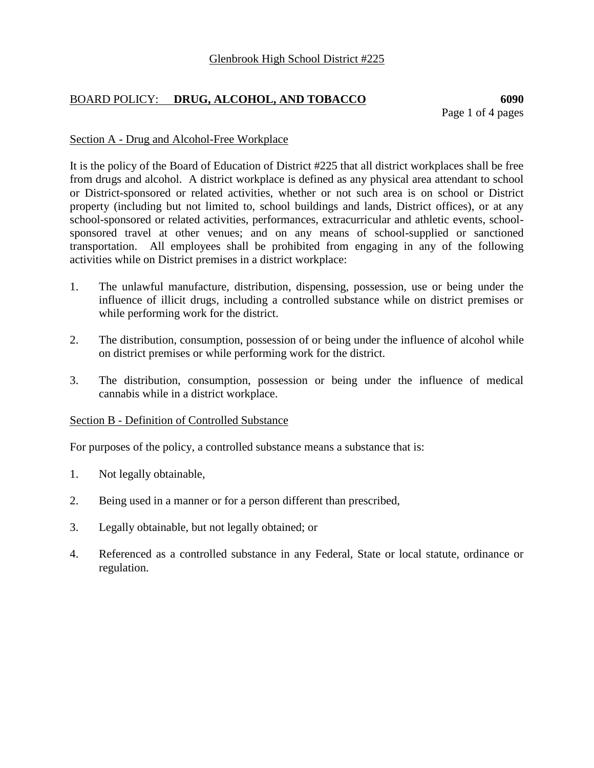Glenbrook High School District #225

## BOARD POLICY: **DRUG, ALCOHOL, AND TOBACCO** **6090**

### Section A - Drug and Alcohol-Free Workplace

It is the policy of the Board of Education of District #225 that all district workplaces shall be free from drugs and alcohol. A district workplace is defined as any physical area attendant to school or District-sponsored or related activities, whether or not such area is on school or District property (including but not limited to, school buildings and lands, District offices), or at any school-sponsored or related activities, performances, extracurricular and athletic events, school-sponsored travel at other venues; and on any means of school-supplied or sanctioned transportation. All employees shall be prohibited from engaging in any of the following activities while on District premises in a district workplace:

1. The unlawful manufacture, distribution, dispensing, possession, use or being under the influence of illicit drugs, including a controlled substance while on district premises or while performing work for the district.

2. The distribution, consumption, possession of or being under the influence of alcohol while on district premises or while performing work for the district.

3. The distribution, consumption, possession or being under the influence of medical cannabis while in a district workplace.

### Section B - Definition of Controlled Substance

For purposes of the policy, a controlled substance means a substance that is:

1. Not legally obtainable,

2. Being used in a manner or for a person different than prescribed,

3. Legally obtainable, but not legally obtained; or

4. Referenced as a controlled substance in any Federal, State or local statute, ordinance or regulation.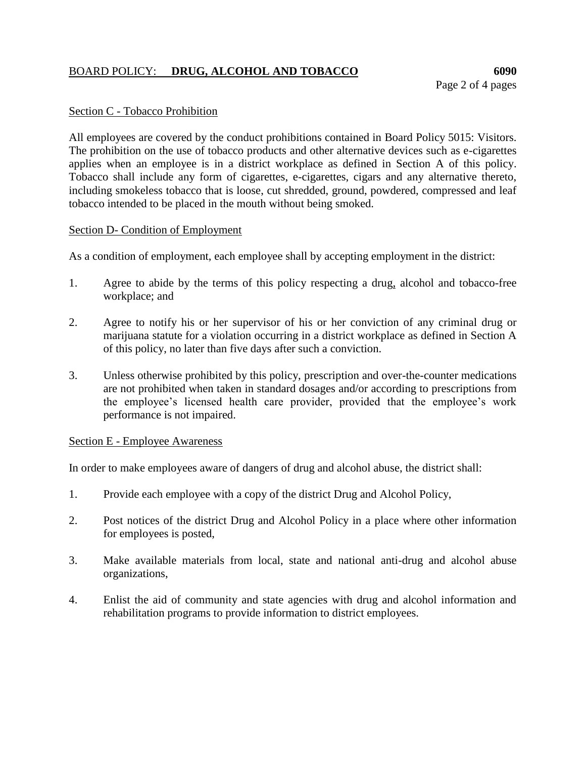## Section C - Tobacco Prohibition

All employees are covered by the conduct prohibitions contained in Board Policy 5015: Visitors. The prohibition on the use of tobacco products and other alternative devices such as e-cigarettes applies when an employee is in a district workplace as defined in Section A of this policy. Tobacco shall include any form of cigarettes, e-cigarettes, cigars and any alternative thereto, including smokeless tobacco that is loose, cut shredded, ground, powdered, compressed and leaf tobacco intended to be placed in the mouth without being smoked.

## Section D- Condition of Employment

As a condition of employment, each employee shall by accepting employment in the district:

1. Agree to abide by the terms of this policy respecting a drug, alcohol and tobacco-free workplace; and

2. Agree to notify his or her supervisor of his or her conviction of any criminal drug or marijuana statute for a violation occurring in a district workplace as defined in Section A of this policy, no later than five days after such a conviction.

3. Unless otherwise prohibited by this policy, prescription and over-the-counter medications are not prohibited when taken in standard dosages and/or according to prescriptions from the employee's licensed health care provider, provided that the employee's work performance is not impaired.

## Section E - Employee Awareness

In order to make employees aware of dangers of drug and alcohol abuse, the district shall:

1. Provide each employee with a copy of the district Drug and Alcohol Policy,

2. Post notices of the district Drug and Alcohol Policy in a place where other information for employees is posted,

3. Make available materials from local, state and national anti-drug and alcohol abuse organizations,

4. Enlist the aid of community and state agencies with drug and alcohol information and rehabilitation programs to provide information to district employees.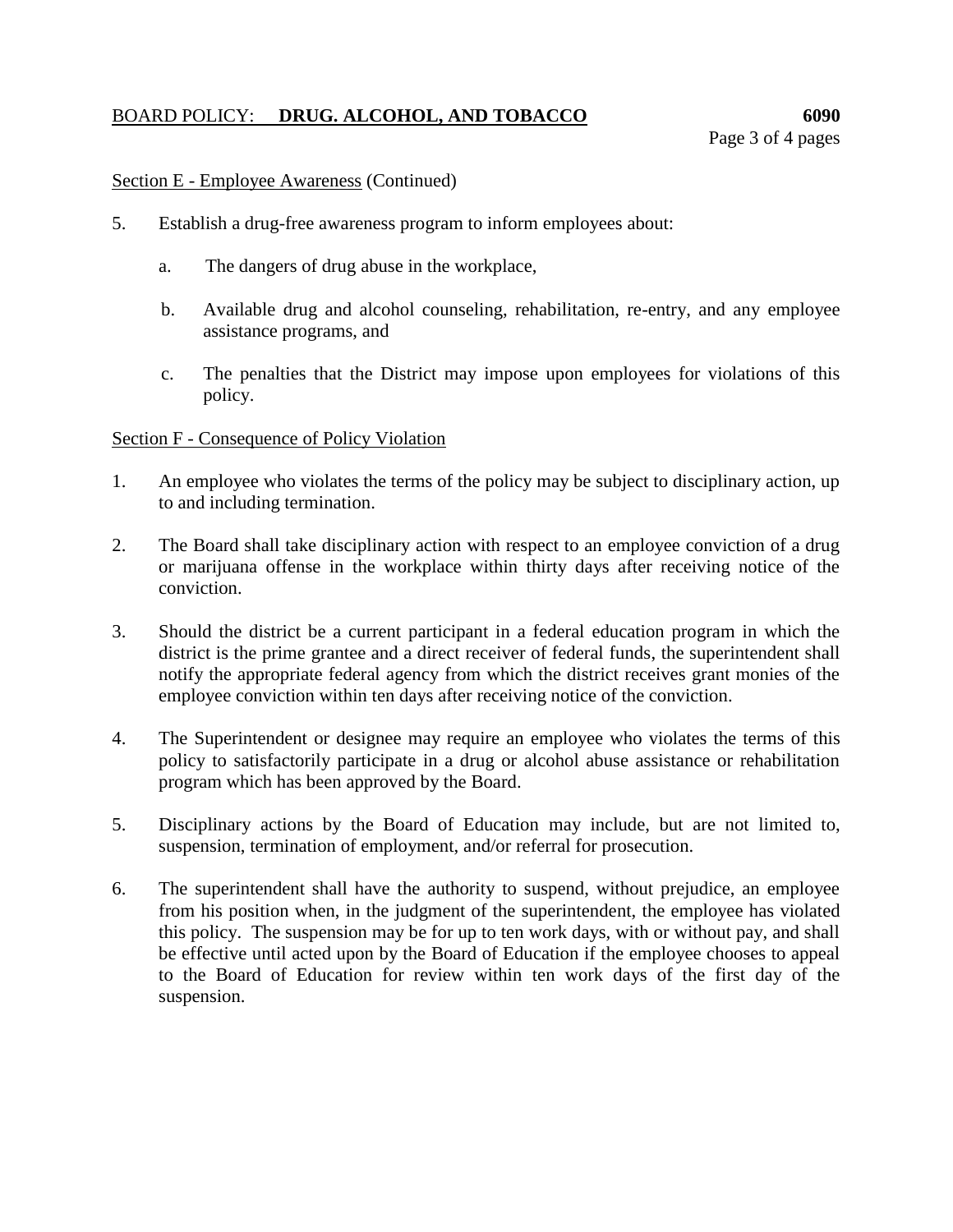Section E - Employee Awareness (Continued)

5. Establish a drug-free awareness program to inform employees about:

   a. The dangers of drug abuse in the workplace,

   b. Available drug and alcohol counseling, rehabilitation, re-entry, and any employee assistance programs, and

   c. The penalties that the District may impose upon employees for violations of this policy.

Section F - Consequence of Policy Violation

1. An employee who violates the terms of the policy may be subject to disciplinary action, up to and including termination.

2. The Board shall take disciplinary action with respect to an employee conviction of a drug or marijuana offense in the workplace within thirty days after receiving notice of the conviction.

3. Should the district be a current participant in a federal education program in which the district is the prime grantee and a direct receiver of federal funds, the superintendent shall notify the appropriate federal agency from which the district receives grant monies of the employee conviction within ten days after receiving notice of the conviction.

4. The Superintendent or designee may require an employee who violates the terms of this policy to satisfactorily participate in a drug or alcohol abuse assistance or rehabilitation program which has been approved by the Board.

5. Disciplinary actions by the Board of Education may include, but are not limited to, suspension, termination of employment, and/or referral for prosecution.

6. The superintendent shall have the authority to suspend, without prejudice, an employee from his position when, in the judgment of the superintendent, the employee has violated this policy. The suspension may be for up to ten work days, with or without pay, and shall be effective until acted upon by the Board of Education if the employee chooses to appeal to the Board of Education for review within ten work days of the first day of the suspension.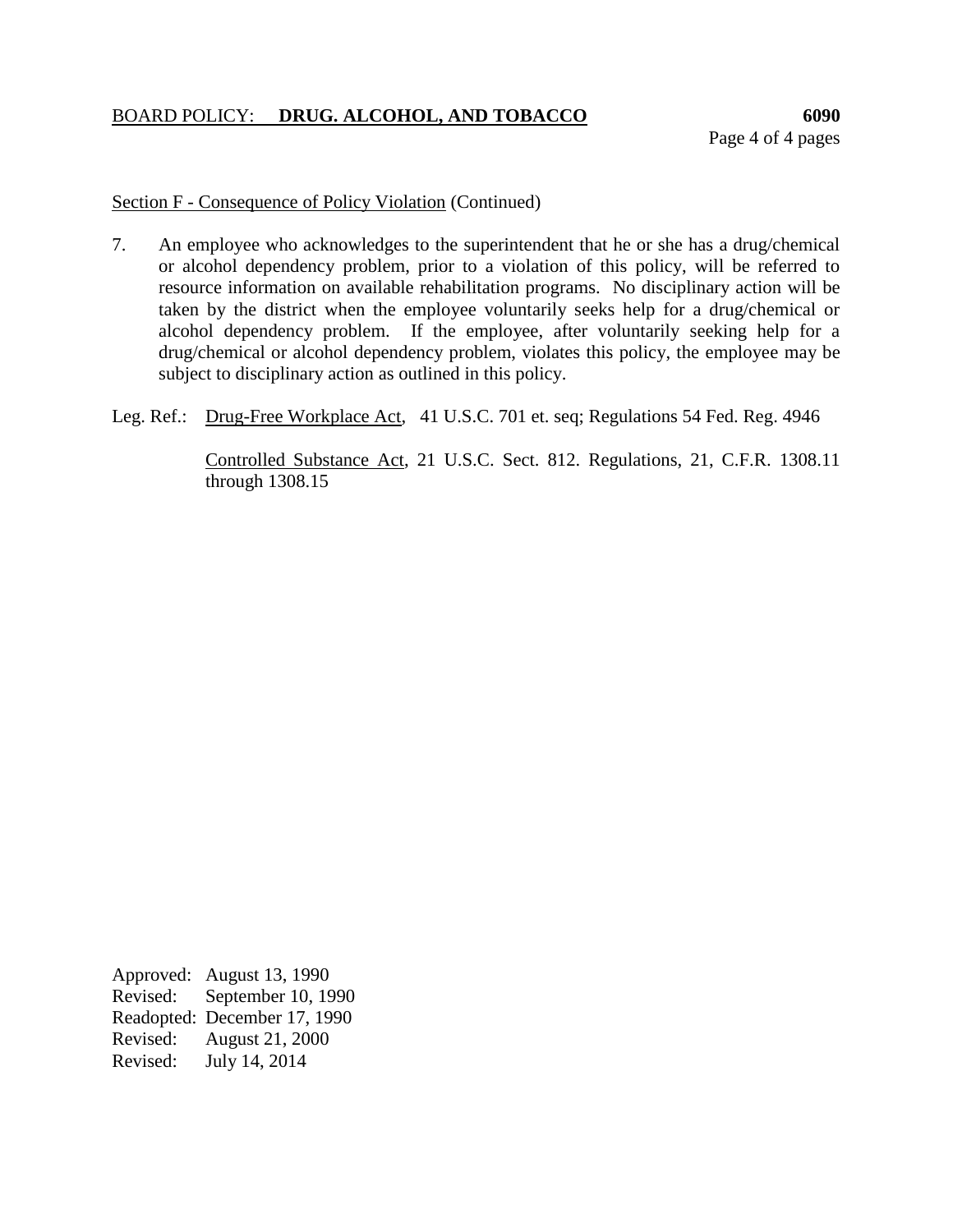Section F - Consequence of Policy Violation (Continued)

7. An employee who acknowledges to the superintendent that he or she has a drug/chemical or alcohol dependency problem, prior to a violation of this policy, will be referred to resource information on available rehabilitation programs. No disciplinary action will be taken by the district when the employee voluntarily seeks help for a drug/chemical or alcohol dependency problem. If the employee, after voluntarily seeking help for a drug/chemical or alcohol dependency problem, violates this policy, the employee may be subject to disciplinary action as outlined in this policy.

Leg. Ref.: Drug-Free Workplace Act, 41 U.S.C. 701 et. seq; Regulations 54 Fed. Reg. 4946

Controlled Substance Act, 21 U.S.C. Sect. 812. Regulations, 21, C.F.R. 1308.11 through 1308.15

Approved: August 13, 1990
Revised: September 10, 1990
Readopted: December 17, 1990
Revised: August 21, 2000
Revised: July 14, 2014